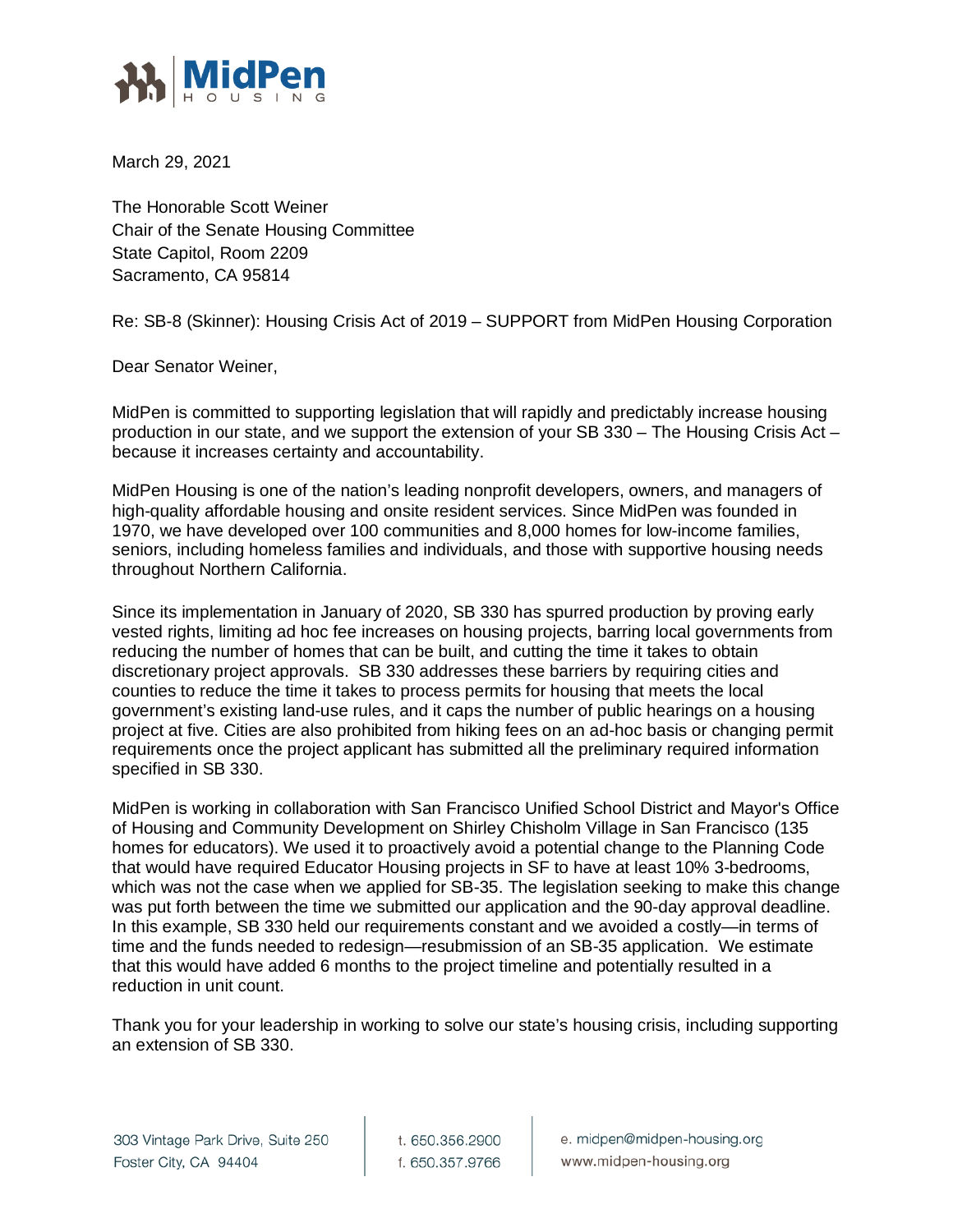MidPen HOUSING

March 29, 2021

The Honorable Scott Weiner
Chair of the Senate Housing Committee
State Capitol, Room 2209
Sacramento, CA 95814

Re: SB-8 (Skinner): Housing Crisis Act of 2019 – SUPPORT from MidPen Housing Corporation

Dear Senator Weiner,

MidPen is committed to supporting legislation that will rapidly and predictably increase housing production in our state, and we support the extension of your SB 330 – The Housing Crisis Act – because it increases certainty and accountability.

MidPen Housing is one of the nation's leading nonprofit developers, owners, and managers of high-quality affordable housing and onsite resident services. Since MidPen was founded in 1970, we have developed over 100 communities and 8,000 homes for low-income families, seniors, including homeless families and individuals, and those with supportive housing needs throughout Northern California.

Since its implementation in January of 2020, SB 330 has spurred production by proving early vested rights, limiting ad hoc fee increases on housing projects, barring local governments from reducing the number of homes that can be built, and cutting the time it takes to obtain discretionary project approvals. SB 330 addresses these barriers by requiring cities and counties to reduce the time it takes to process permits for housing that meets the local government's existing land-use rules, and it caps the number of public hearings on a housing project at five. Cities are also prohibited from hiking fees on an ad-hoc basis or changing permit requirements once the project applicant has submitted all the preliminary required information specified in SB 330.

MidPen is working in collaboration with San Francisco Unified School District and Mayor's Office of Housing and Community Development on Shirley Chisholm Village in San Francisco (135 homes for educators). We used it to proactively avoid a potential change to the Planning Code that would have required Educator Housing projects in SF to have at least 10% 3-bedrooms, which was not the case when we applied for SB-35. The legislation seeking to make this change was put forth between the time we submitted our application and the 90-day approval deadline. In this example, SB 330 held our requirements constant and we avoided a costly—in terms of time and the funds needed to redesign—resubmission of an SB-35 application. We estimate that this would have added 6 months to the project timeline and potentially resulted in a reduction in unit count.

Thank you for your leadership in working to solve our state's housing crisis, including supporting an extension of SB 330.

303 Vintage Park Drive, Suite 250
Foster City, CA 94404

t. 650.356.2900
f. 650.357.9766

e. midpen@midpen-housing.org
www.midpen-housing.org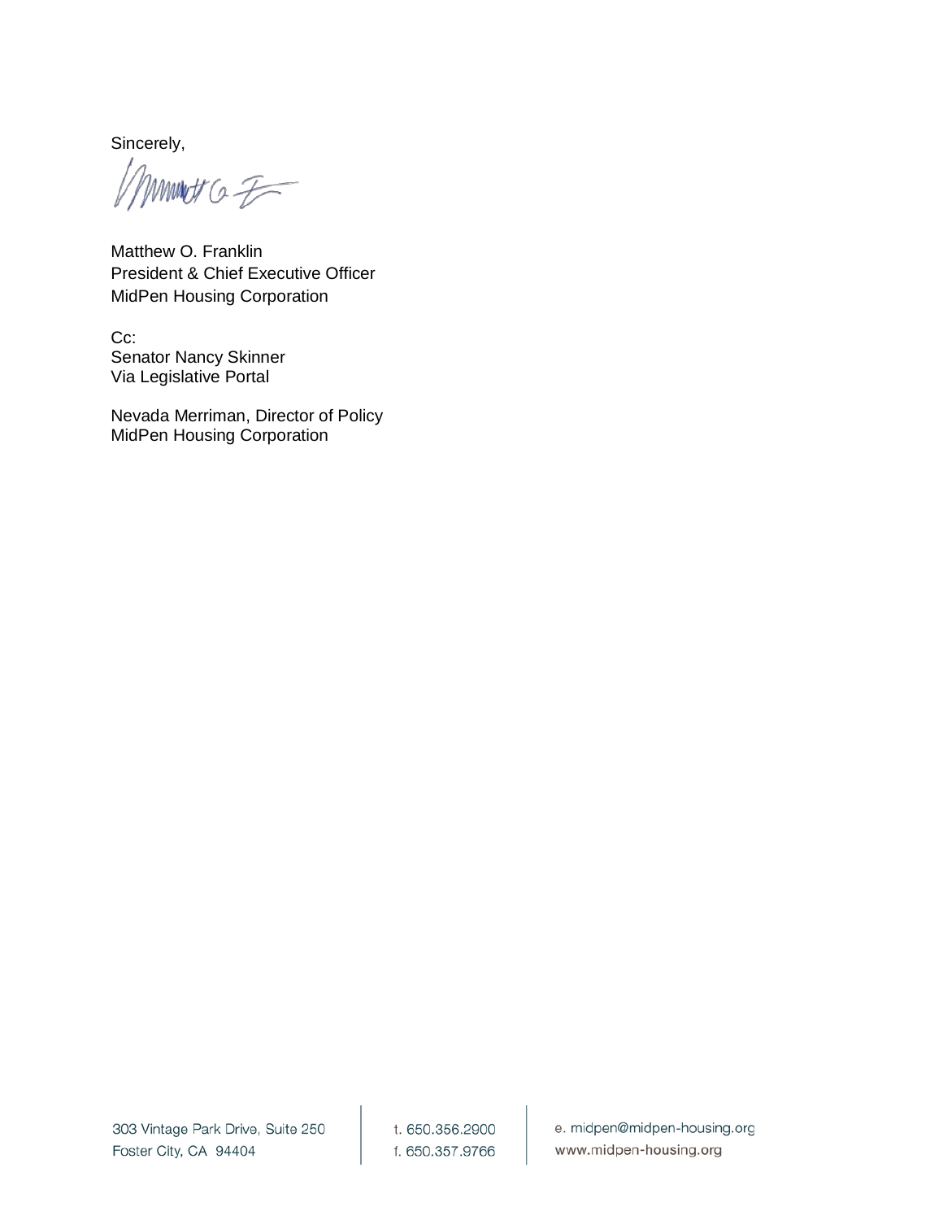Sincerely,

Matthew O. Franklin
President & Chief Executive Officer
MidPen Housing Corporation

Cc:
Senator Nancy Skinner
Via Legislative Portal

Nevada Merriman, Director of Policy
MidPen Housing Corporation